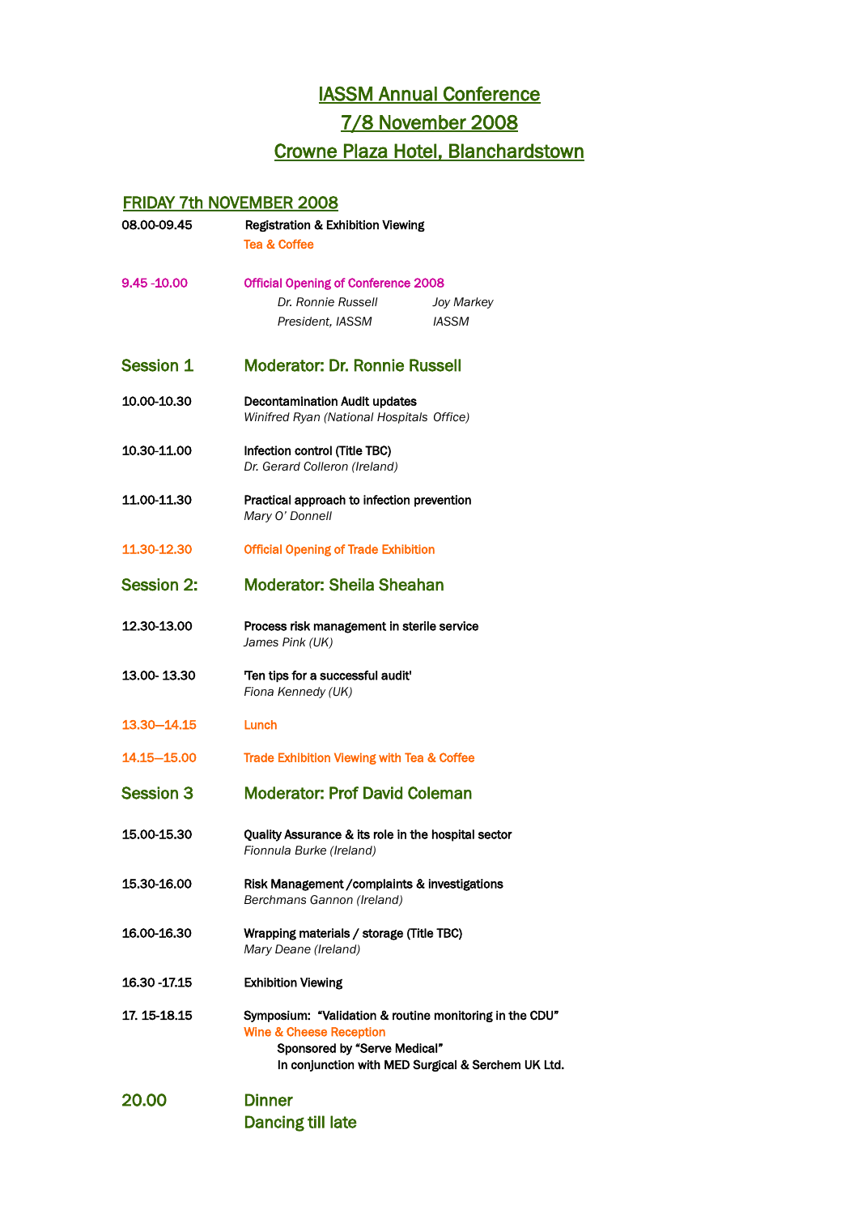# IASSM Annual Conference

# 7/8 November 2008

# Crowne Plaza Hotel, Blanchardstown

## FRIDAY 7th NOVEMBER 2008

**08.00-09.45** Registration & Exhibition Viewing
Tea & Coffee

**9.45 -10.00** Official Opening of Conference 2008

*Dr. Ronnie Russell* — *President, IASSM*
*Joy Markey* — *IASSM*

### Session 1 — Moderator: Dr. Ronnie Russell

**10.00-10.30** **Decontamination Audit updates**
*Winifred Ryan (National Hospitals Office)*

**10.30-11.00** **Infection control (Title TBC)**
*Dr. Gerard Colleron (Ireland)*

**11.00-11.30** **Practical approach to infection prevention**
*Mary O' Donnell*

**11.30-12.30** Official Opening of Trade Exhibition

### Session 2: — Moderator: Sheila Sheahan

**12.30-13.00** **Process risk management in sterile service**
*James Pink (UK)*

**13.00- 13.30** **'Ten tips for a successful audit'**
*Fiona Kennedy (UK)*

**13.30—14.15** Lunch

**14.15—15.00** Trade Exhibition Viewing with Tea & Coffee

### Session 3 — Moderator: Prof David Coleman

**15.00-15.30** **Quality Assurance & its role in the hospital sector**
*Fionnula Burke (Ireland)*

**15.30-16.00** **Risk Management /complaints & investigations**
*Berchmans Gannon (Ireland)*

**16.00-16.30** **Wrapping materials / storage (Title TBC)**
*Mary Deane (Ireland)*

**16.30 -17.15** **Exhibition Viewing**

**17. 15-18.15** **Symposium: "Validation & routine monitoring in the CDU"**
Wine & Cheese Reception
Sponsored by "Serve Medical"
In conjunction with MED Surgical & Serchem UK Ltd.

**20.00** Dinner
Dancing till late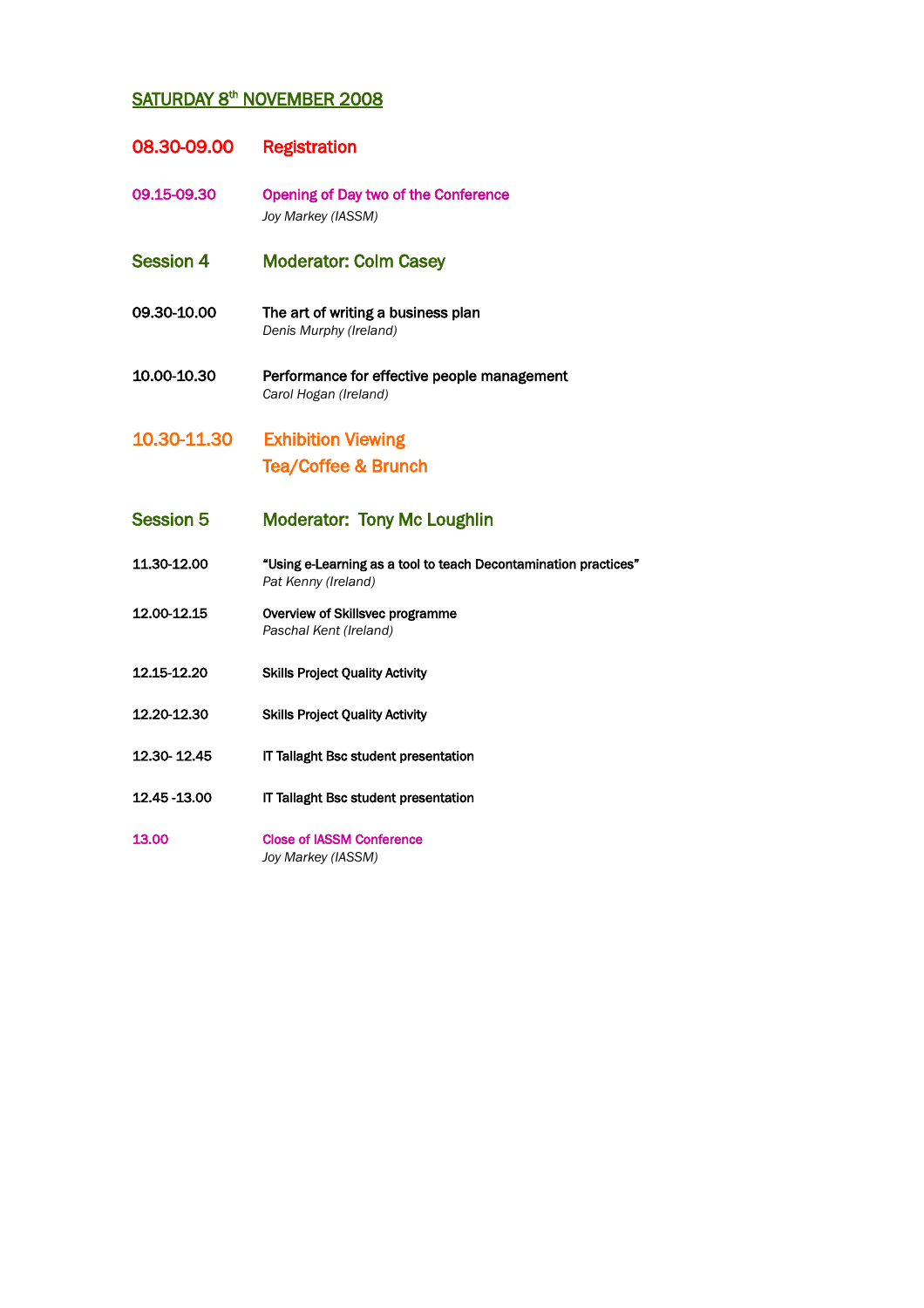## SATURDAY 8th NOVEMBER 2008

**08.30-09.00 Registration**

**09.15-09.30 Opening of Day two of the Conference**
*Joy Markey (IASSM)*

### Session 4 — Moderator: Colm Casey

**09.30-10.00** The art of writing a business plan
*Denis Murphy (Ireland)*

**10.00-10.30** Performance for effective people management
*Carol Hogan (Ireland)*

**10.30-11.30 Exhibition Viewing**
**Tea/Coffee & Brunch**

### Session 5 — Moderator: Tony Mc Loughlin

**11.30-12.00** "Using e-Learning as a tool to teach Decontamination practices"
*Pat Kenny (Ireland)*

**12.00-12.15** Overview of Skillsvec programme
*Paschal Kent (Ireland)*

**12.15-12.20** Skills Project Quality Activity

**12.20-12.30** Skills Project Quality Activity

**12.30- 12.45** IT Tallaght Bsc student presentation

**12.45 -13.00** IT Tallaght Bsc student presentation

**13.00 Close of IASSM Conference**
*Joy Markey (IASSM)*